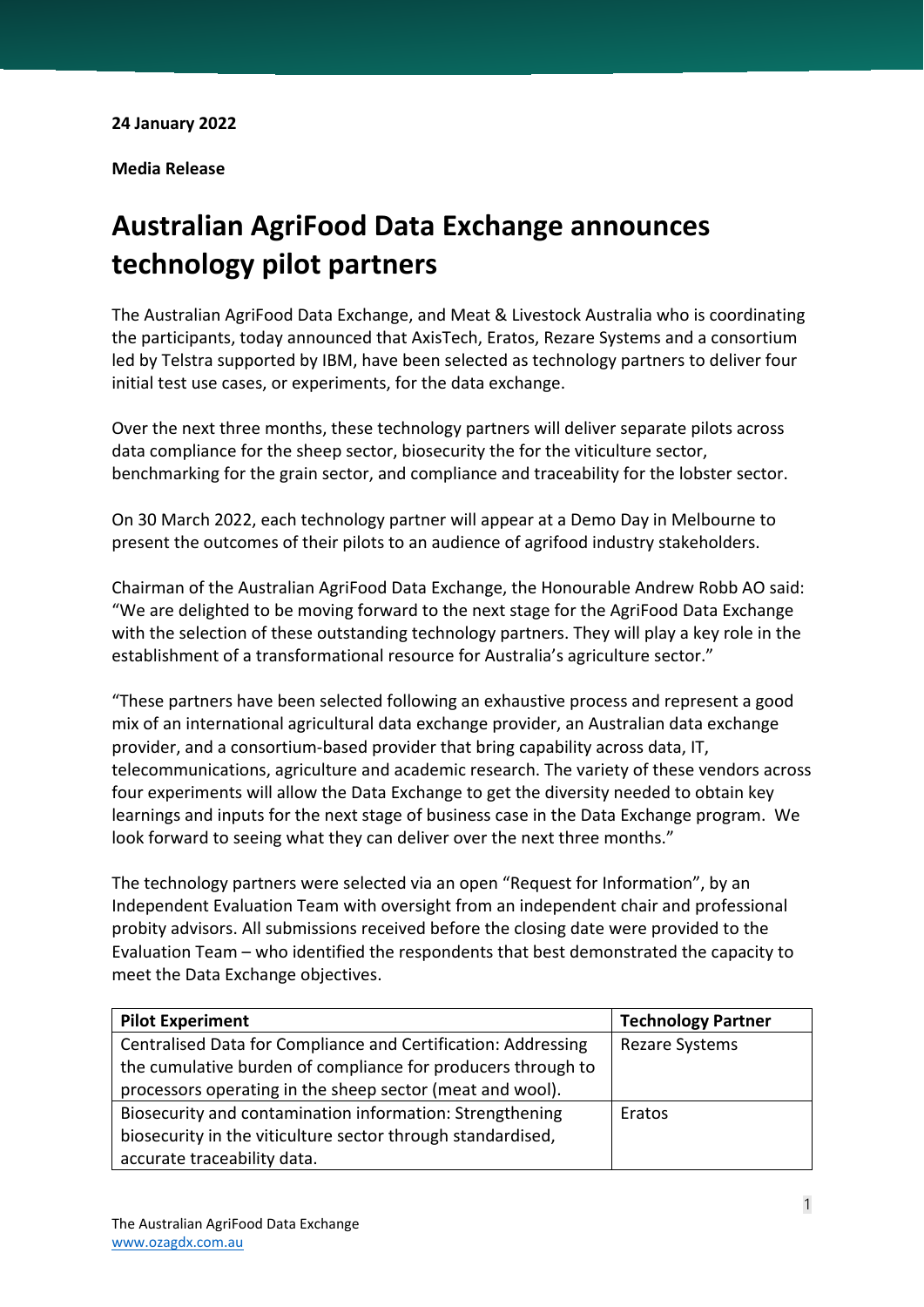**24 January 2022**

**Media Release**

# Australian AgriFood Data Exchange announces technology pilot partners

The Australian AgriFood Data Exchange, and Meat & Livestock Australia who is coordinating the participants, today announced that AxisTech, Eratos, Rezare Systems and a consortium led by Telstra supported by IBM, have been selected as technology partners to deliver four initial test use cases, or experiments, for the data exchange.

Over the next three months, these technology partners will deliver separate pilots across data compliance for the sheep sector, biosecurity the for the viticulture sector, benchmarking for the grain sector, and compliance and traceability for the lobster sector.

On 30 March 2022, each technology partner will appear at a Demo Day in Melbourne to present the outcomes of their pilots to an audience of agrifood industry stakeholders.

Chairman of the Australian AgriFood Data Exchange, the Honourable Andrew Robb AO said: "We are delighted to be moving forward to the next stage for the AgriFood Data Exchange with the selection of these outstanding technology partners. They will play a key role in the establishment of a transformational resource for Australia's agriculture sector."

"These partners have been selected following an exhaustive process and represent a good mix of an international agricultural data exchange provider, an Australian data exchange provider, and a consortium-based provider that bring capability across data, IT, telecommunications, agriculture and academic research. The variety of these vendors across four experiments will allow the Data Exchange to get the diversity needed to obtain key learnings and inputs for the next stage of business case in the Data Exchange program. We look forward to seeing what they can deliver over the next three months."

The technology partners were selected via an open "Request for Information", by an Independent Evaluation Team with oversight from an independent chair and professional probity advisors. All submissions received before the closing date were provided to the Evaluation Team – who identified the respondents that best demonstrated the capacity to meet the Data Exchange objectives.

| Pilot Experiment | Technology Partner |
| --- | --- |
| Centralised Data for Compliance and Certification: Addressing the cumulative burden of compliance for producers through to processors operating in the sheep sector (meat and wool). | Rezare Systems |
| Biosecurity and contamination information: Strengthening biosecurity in the viticulture sector through standardised, accurate traceability data. | Eratos |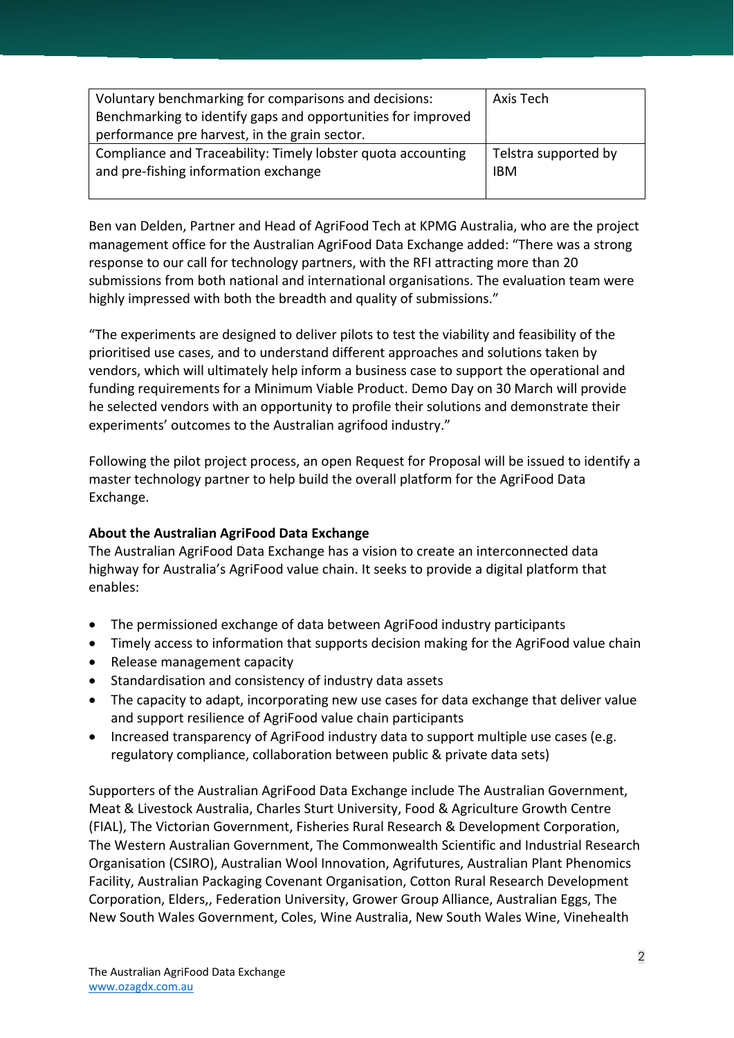| | |
|---|---|
| Voluntary benchmarking for comparisons and decisions: Benchmarking to identify gaps and opportunities for improved performance pre harvest, in the grain sector. | Axis Tech |
| Compliance and Traceability: Timely lobster quota accounting and pre-fishing information exchange | Telstra supported by IBM |

Ben van Delden, Partner and Head of AgriFood Tech at KPMG Australia, who are the project management office for the Australian AgriFood Data Exchange added: "There was a strong response to our call for technology partners, with the RFI attracting more than 20 submissions from both national and international organisations. The evaluation team were highly impressed with both the breadth and quality of submissions."

"The experiments are designed to deliver pilots to test the viability and feasibility of the prioritised use cases, and to understand different approaches and solutions taken by vendors, which will ultimately help inform a business case to support the operational and funding requirements for a Minimum Viable Product. Demo Day on 30 March will provide he selected vendors with an opportunity to profile their solutions and demonstrate their experiments' outcomes to the Australian agrifood industry."

Following the pilot project process, an open Request for Proposal will be issued to identify a master technology partner to help build the overall platform for the AgriFood Data Exchange.

**About the Australian AgriFood Data Exchange**

The Australian AgriFood Data Exchange has a vision to create an interconnected data highway for Australia's AgriFood value chain. It seeks to provide a digital platform that enables:

- The permissioned exchange of data between AgriFood industry participants
- Timely access to information that supports decision making for the AgriFood value chain
- Release management capacity
- Standardisation and consistency of industry data assets
- The capacity to adapt, incorporating new use cases for data exchange that deliver value and support resilience of AgriFood value chain participants
- Increased transparency of AgriFood industry data to support multiple use cases (e.g. regulatory compliance, collaboration between public & private data sets)

Supporters of the Australian AgriFood Data Exchange include The Australian Government, Meat & Livestock Australia, Charles Sturt University, Food & Agriculture Growth Centre (FIAL), The Victorian Government, Fisheries Rural Research & Development Corporation, The Western Australian Government, The Commonwealth Scientific and Industrial Research Organisation (CSIRO), Australian Wool Innovation, Agrifutures, Australian Plant Phenomics Facility, Australian Packaging Covenant Organisation, Cotton Rural Research Development Corporation, Elders,, Federation University, Grower Group Alliance, Australian Eggs, The New South Wales Government, Coles, Wine Australia, New South Wales Wine, Vinehealth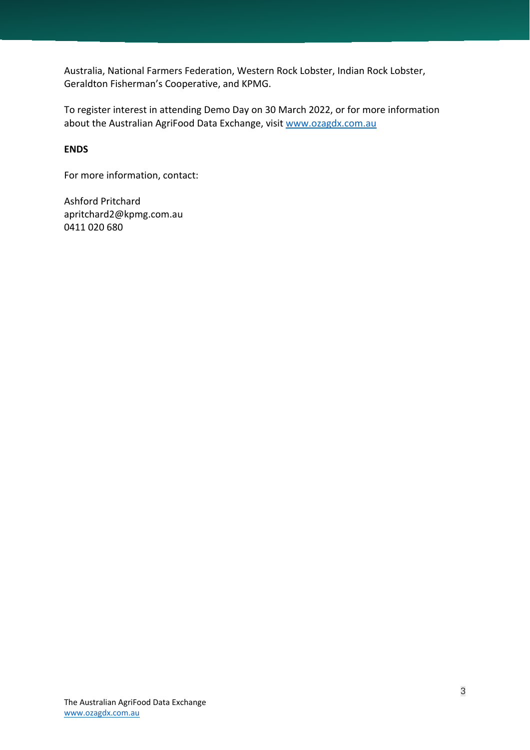Australia, National Farmers Federation, Western Rock Lobster, Indian Rock Lobster, Geraldton Fisherman's Cooperative, and KPMG.

To register interest in attending Demo Day on 30 March 2022, or for more information about the Australian AgriFood Data Exchange, visit www.ozagdx.com.au

**ENDS**

For more information, contact:

Ashford Pritchard
apritchard2@kpmg.com.au
0411 020 680